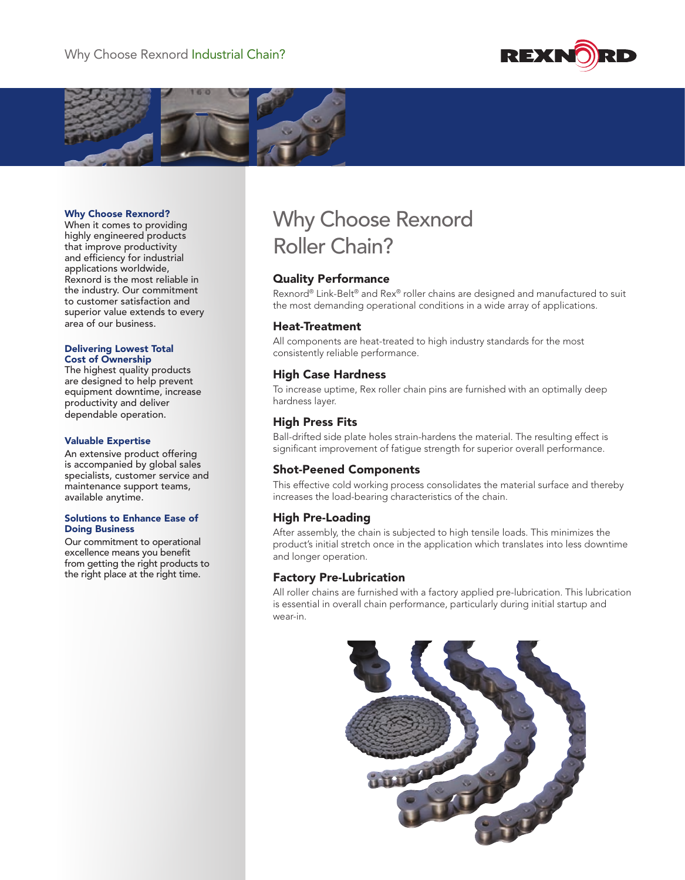Why Choose Rexnord Industrial Chain?

**Why Choose Rexnord?**
When it comes to providing highly engineered products that improve productivity and efficiency for industrial applications worldwide, Rexnord is the most reliable in the industry. Our commitment to customer satisfaction and superior value extends to every area of our business.

**Delivering Lowest Total Cost of Ownership**
The highest quality products are designed to help prevent equipment downtime, increase productivity and deliver dependable operation.

**Valuable Expertise**
An extensive product offering is accompanied by global sales specialists, customer service and maintenance support teams, available anytime.

**Solutions to Enhance Ease of Doing Business**
Our commitment to operational excellence means you benefit from getting the right products to the right place at the right time.

# Why Choose Rexnord Roller Chain?

## Quality Performance

Rexnord® Link-Belt® and Rex® roller chains are designed and manufactured to suit the most demanding operational conditions in a wide array of applications.

## Heat-Treatment

All components are heat-treated to high industry standards for the most consistently reliable performance.

## High Case Hardness

To increase uptime, Rex roller chain pins are furnished with an optimally deep hardness layer.

## High Press Fits

Ball-drifted side plate holes strain-hardens the material. The resulting effect is significant improvement of fatigue strength for superior overall performance.

## Shot-Peened Components

This effective cold working process consolidates the material surface and thereby increases the load-bearing characteristics of the chain.

## High Pre-Loading

After assembly, the chain is subjected to high tensile loads. This minimizes the product's initial stretch once in the application which translates into less downtime and longer operation.

## Factory Pre-Lubrication

All roller chains are furnished with a factory applied pre-lubrication. This lubrication is essential in overall chain performance, particularly during initial startup and wear-in.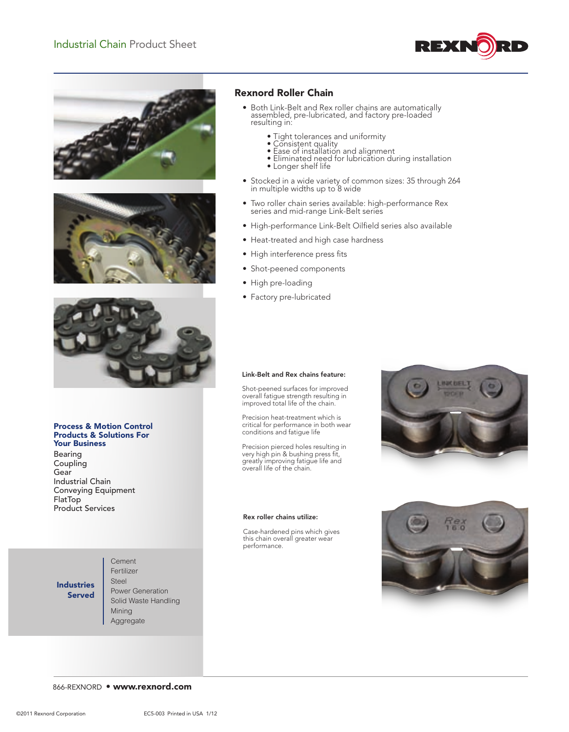# Industrial Chain Product Sheet

## Rexnord Roller Chain

- Both Link-Belt and Rex roller chains are automatically assembled, pre-lubricated, and factory pre-loaded resulting in:
  - Tight tolerances and uniformity
  - Consistent quality
  - Ease of installation and alignment
  - Eliminated need for lubrication during installation
  - Longer shelf life
- Stocked in a wide variety of common sizes: 35 through 264 in multiple widths up to 8 wide
- Two roller chain series available: high-performance Rex series and mid-range Link-Belt series
- High-performance Link-Belt Oilfield series also available
- Heat-treated and high case hardness
- High interference press fits
- Shot-peened components
- High pre-loading
- Factory pre-lubricated

**Link-Belt and Rex chains feature:**

Shot-peened surfaces for improved overall fatigue strength resulting in improved total life of the chain.

Precision heat-treatment which is critical for performance in both wear conditions and fatigue life

Precision pierced holes resulting in very high pin & bushing press fit, greatly improving fatigue life and overall life of the chain.

**Rex roller chains utilize:**

Case-hardened pins which gives this chain overall greater wear performance.

**Process & Motion Control Products & Solutions For Your Business**

Bearing
Coupling
Gear
Industrial Chain
Conveying Equipment
FlatTop
Product Services

**Industries Served**

Cement
Fertilizer
Steel
Power Generation
Solid Waste Handling
Mining
Aggregate

866-REXNORD • **www.rexnord.com**

©2011 Rexnord Corporation EC5-003 Printed in USA 1/12